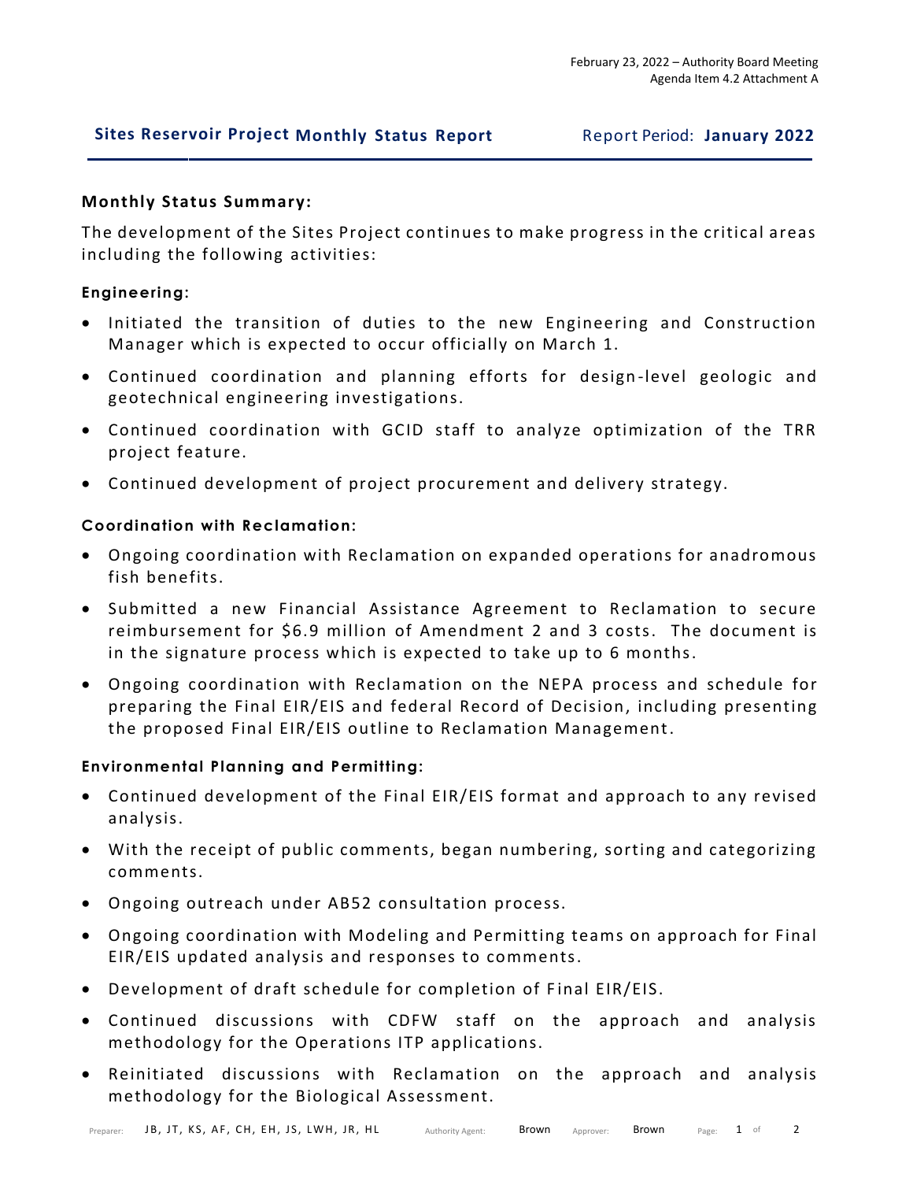February 23, 2022 – Authority Board Meeting
Agenda Item 4.2 Attachment A

# Sites Reservoir Project Monthly Status Report

Report Period: **January 2022**

## Monthly Status Summary:

The development of the Sites Project continues to make progress in the critical areas including the following activities:

### Engineering:

- Initiated the transition of duties to the new Engineering and Construction Manager which is expected to occur officially on March 1.
- Continued coordination and planning efforts for design-level geologic and geotechnical engineering investigations.
- Continued coordination with GCID staff to analyze optimization of the TRR project feature.
- Continued development of project procurement and delivery strategy.

### Coordination with Reclamation:

- Ongoing coordination with Reclamation on expanded operations for anadromous fish benefits.
- Submitted a new Financial Assistance Agreement to Reclamation to secure reimbursement for $6.9 million of Amendment 2 and 3 costs. The document is in the signature process which is expected to take up to 6 months.
- Ongoing coordination with Reclamation on the NEPA process and schedule for preparing the Final EIR/EIS and federal Record of Decision, including presenting the proposed Final EIR/EIS outline to Reclamation Management.

### Environmental Planning and Permitting:

- Continued development of the Final EIR/EIS format and approach to any revised analysis.
- With the receipt of public comments, began numbering, sorting and categorizing comments.
- Ongoing outreach under AB52 consultation process.
- Ongoing coordination with Modeling and Permitting teams on approach for Final EIR/EIS updated analysis and responses to comments.
- Development of draft schedule for completion of Final EIR/EIS.
- Continued discussions with CDFW staff on the approach and analysis methodology for the Operations ITP applications.
- Reinitiated discussions with Reclamation on the approach and analysis methodology for the Biological Assessment.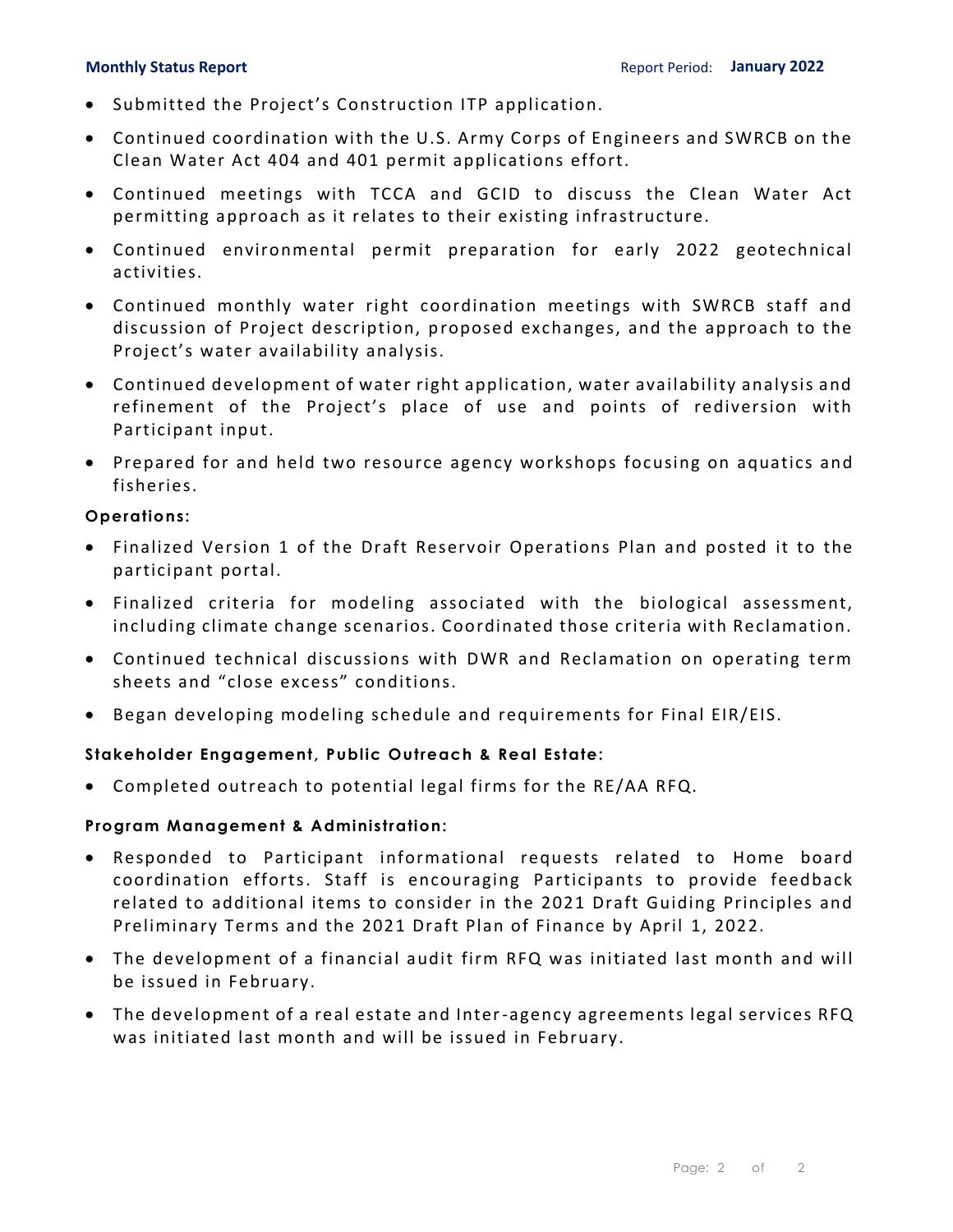- Submitted the Project's Construction ITP application.
- Continued coordination with the U.S. Army Corps of Engineers and SWRCB on the Clean Water Act 404 and 401 permit applications effort.
- Continued meetings with TCCA and GCID to discuss the Clean Water Act permitting approach as it relates to their existing infrastructure.
- Continued environmental permit preparation for early 2022 geotechnical activities.
- Continued monthly water right coordination meetings with SWRCB staff and discussion of Project description, proposed exchanges, and the approach to the Project's water availability analysis.
- Continued development of water right application, water availability analysis and refinement of the Project's place of use and points of rediversion with Participant input.
- Prepared for and held two resource agency workshops focusing on aquatics and fisheries.

**Operations:**

- Finalized Version 1 of the Draft Reservoir Operations Plan and posted it to the participant portal.
- Finalized criteria for modeling associated with the biological assessment, including climate change scenarios. Coordinated those criteria with Reclamation.
- Continued technical discussions with DWR and Reclamation on operating term sheets and "close excess" conditions.
- Began developing modeling schedule and requirements for Final EIR/EIS.

**Stakeholder Engagement, Public Outreach & Real Estate:**

- Completed outreach to potential legal firms for the RE/AA RFQ.

**Program Management & Administration:**

- Responded to Participant informational requests related to Home board coordination efforts. Staff is encouraging Participants to provide feedback related to additional items to consider in the 2021 Draft Guiding Principles and Preliminary Terms and the 2021 Draft Plan of Finance by April 1, 2022.
- The development of a financial audit firm RFQ was initiated last month and will be issued in February.
- The development of a real estate and Inter-agency agreements legal services RFQ was initiated last month and will be issued in February.